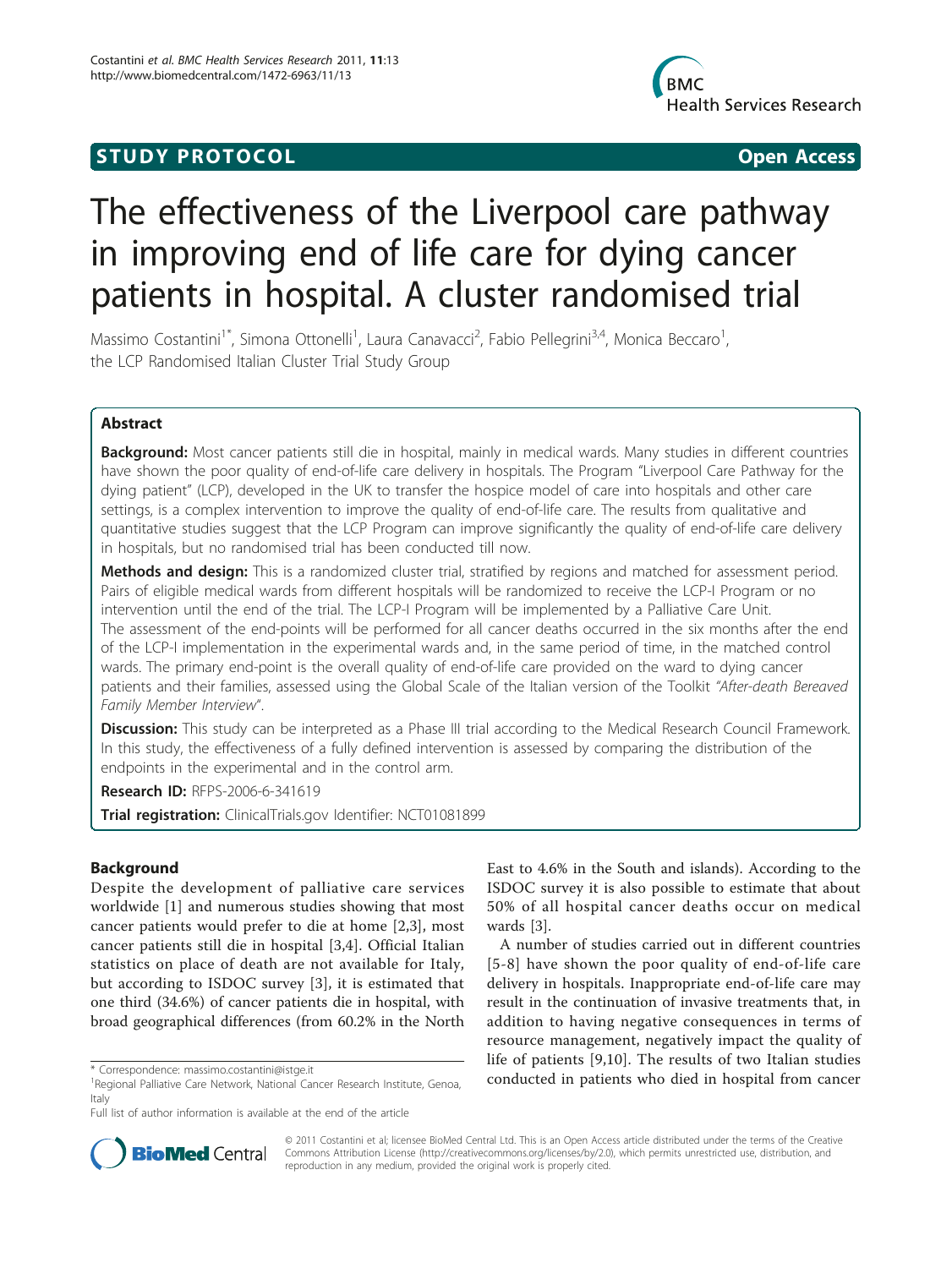STUDY PROTOCOL Open Access

# The effectiveness of the Liverpool care pathway in improving end of life care for dying cancer patients in hospital. A cluster randomised trial

Massimo Costantini[1*], Simona Ottonelli[1], Laura Canavacci[2], Fabio Pellegrini[3,4], Monica Beccaro[1], the LCP Randomised Italian Cluster Trial Study Group

## Abstract

**Background:** Most cancer patients still die in hospital, mainly in medical wards. Many studies in different countries have shown the poor quality of end-of-life care delivery in hospitals. The Program "Liverpool Care Pathway for the dying patient" (LCP), developed in the UK to transfer the hospice model of care into hospitals and other care settings, is a complex intervention to improve the quality of end-of-life care. The results from qualitative and quantitative studies suggest that the LCP Program can improve significantly the quality of end-of-life care delivery in hospitals, but no randomised trial has been conducted till now.

**Methods and design:** This is a randomized cluster trial, stratified by regions and matched for assessment period. Pairs of eligible medical wards from different hospitals will be randomized to receive the LCP-I Program or no intervention until the end of the trial. The LCP-I Program will be implemented by a Palliative Care Unit. The assessment of the end-points will be performed for all cancer deaths occurred in the six months after the end of the LCP-I implementation in the experimental wards and, in the same period of time, in the matched control wards. The primary end-point is the overall quality of end-of-life care provided on the ward to dying cancer patients and their families, assessed using the Global Scale of the Italian version of the Toolkit *"After-death Bereaved Family Member Interview"*.

**Discussion:** This study can be interpreted as a Phase III trial according to the Medical Research Council Framework. In this study, the effectiveness of a fully defined intervention is assessed by comparing the distribution of the endpoints in the experimental and in the control arm.

**Research ID:** RFPS-2006-6-341619

**Trial registration:** ClinicalTrials.gov Identifier: NCT01081899

## Background

Despite the development of palliative care services worldwide [1] and numerous studies showing that most cancer patients would prefer to die at home [2,3], most cancer patients still die in hospital [3,4]. Official Italian statistics on place of death are not available for Italy, but according to ISDOC survey [3], it is estimated that one third (34.6%) of cancer patients die in hospital, with broad geographical differences (from 60.2% in the North East to 4.6% in the South and islands). According to the ISDOC survey it is also possible to estimate that about 50% of all hospital cancer deaths occur on medical wards [3].

A number of studies carried out in different countries [5-8] have shown the poor quality of end-of-life care delivery in hospitals. Inappropriate end-of-life care may result in the continuation of invasive treatments that, in addition to having negative consequences in terms of resource management, negatively impact the quality of life of patients [9,10]. The results of two Italian studies conducted in patients who died in hospital from cancer

\* Correspondence: massimo.costantini@istge.it
[1]Regional Palliative Care Network, National Cancer Research Institute, Genoa, Italy
Full list of author information is available at the end of the article

© 2011 Costantini et al; licensee BioMed Central Ltd. This is an Open Access article distributed under the terms of the Creative Commons Attribution License (http://creativecommons.org/licenses/by/2.0), which permits unrestricted use, distribution, and reproduction in any medium, provided the original work is properly cited.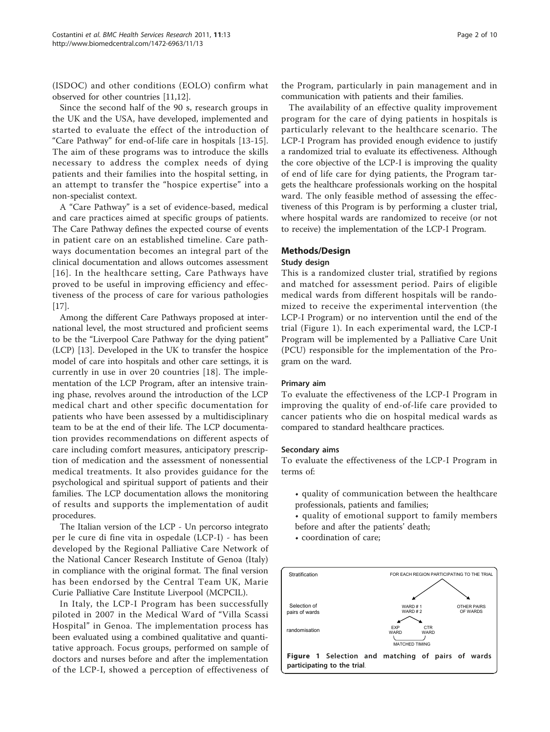(ISDOC) and other conditions (EOLO) confirm what observed for other countries [11,12].

Since the second half of the 90 s, research groups in the UK and the USA, have developed, implemented and started to evaluate the effect of the introduction of "Care Pathway" for end-of-life care in hospitals [13-15]. The aim of these programs was to introduce the skills necessary to address the complex needs of dying patients and their families into the hospital setting, in an attempt to transfer the "hospice expertise" into a non-specialist context.

A "Care Pathway" is a set of evidence-based, medical and care practices aimed at specific groups of patients. The Care Pathway defines the expected course of events in patient care on an established timeline. Care pathways documentation becomes an integral part of the clinical documentation and allows outcomes assessment [16]. In the healthcare setting, Care Pathways have proved to be useful in improving efficiency and effectiveness of the process of care for various pathologies [17].

Among the different Care Pathways proposed at international level, the most structured and proficient seems to be the "Liverpool Care Pathway for the dying patient" (LCP) [13]. Developed in the UK to transfer the hospice model of care into hospitals and other care settings, it is currently in use in over 20 countries [18]. The implementation of the LCP Program, after an intensive training phase, revolves around the introduction of the LCP medical chart and other specific documentation for patients who have been assessed by a multidisciplinary team to be at the end of their life. The LCP documentation provides recommendations on different aspects of care including comfort measures, anticipatory prescription of medication and the assessment of nonessential medical treatments. It also provides guidance for the psychological and spiritual support of patients and their families. The LCP documentation allows the monitoring of results and supports the implementation of audit procedures.

The Italian version of the LCP - Un percorso integrato per le cure di fine vita in ospedale (LCP-I) - has been developed by the Regional Palliative Care Network of the National Cancer Research Institute of Genoa (Italy) in compliance with the original format. The final version has been endorsed by the Central Team UK, Marie Curie Palliative Care Institute Liverpool (MCPCIL).

In Italy, the LCP-I Program has been successfully piloted in 2007 in the Medical Ward of "Villa Scassi Hospital" in Genoa. The implementation process has been evaluated using a combined qualitative and quantitative approach. Focus groups, performed on sample of doctors and nurses before and after the implementation of the LCP-I, showed a perception of effectiveness of the Program, particularly in pain management and in communication with patients and their families.

The availability of an effective quality improvement program for the care of dying patients in hospitals is particularly relevant to the healthcare scenario. The LCP-I Program has provided enough evidence to justify a randomized trial to evaluate its effectiveness. Although the core objective of the LCP-I is improving the quality of end of life care for dying patients, the Program targets the healthcare professionals working on the hospital ward. The only feasible method of assessing the effectiveness of this Program is by performing a cluster trial, where hospital wards are randomized to receive (or not to receive) the implementation of the LCP-I Program.

## Methods/Design

### Study design

This is a randomized cluster trial, stratified by regions and matched for assessment period. Pairs of eligible medical wards from different hospitals will be randomized to receive the experimental intervention (the LCP-I Program) or no intervention until the end of the trial (Figure 1). In each experimental ward, the LCP-I Program will be implemented by a Palliative Care Unit (PCU) responsible for the implementation of the Program on the ward.

### Primary aim

To evaluate the effectiveness of the LCP-I Program in improving the quality of end-of-life care provided to cancer patients who die on hospital medical wards as compared to standard healthcare practices.

### Secondary aims

To evaluate the effectiveness of the LCP-I Program in terms of:

- quality of communication between the healthcare professionals, patients and families;
- quality of emotional support to family members before and after the patients' death;
- coordination of care;

Stratification
FOR EACH REGION PARTICIPATING TO THE TRIAL
Selection of pairs of wards
WARD # 1
WARD # 2
OTHER PAIRS OF WARDS
randomisation
EXP WARD
CTR WARD
MATCHED TIMING

**Figure 1 Selection and matching of pairs of wards participating to the trial**.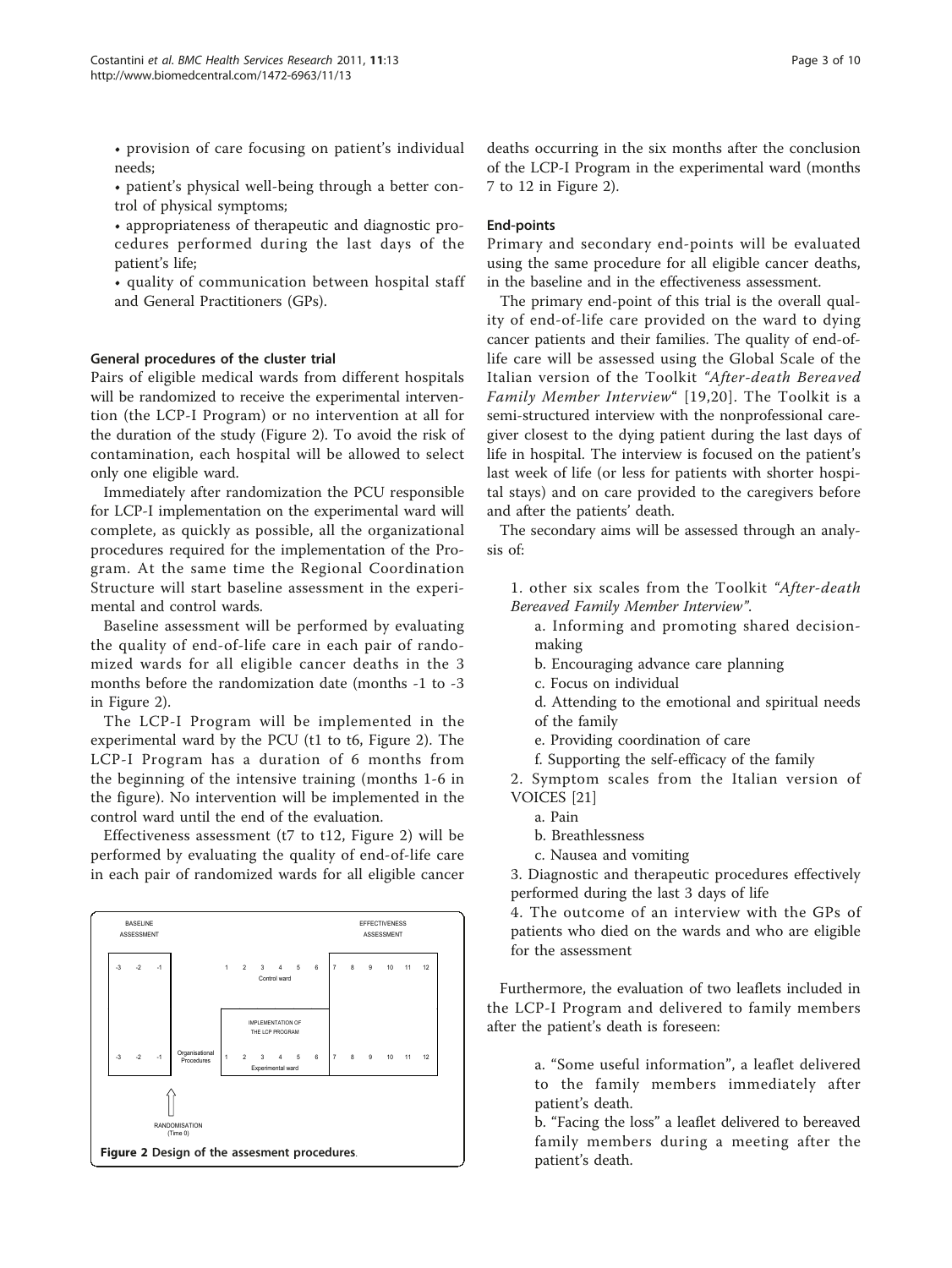- provision of care focusing on patient's individual needs;
- patient's physical well-being through a better control of physical symptoms;
- appropriateness of therapeutic and diagnostic procedures performed during the last days of the patient's life;
- quality of communication between hospital staff and General Practitioners (GPs).

### General procedures of the cluster trial

Pairs of eligible medical wards from different hospitals will be randomized to receive the experimental intervention (the LCP-I Program) or no intervention at all for the duration of the study (Figure 2). To avoid the risk of contamination, each hospital will be allowed to select only one eligible ward.

Immediately after randomization the PCU responsible for LCP-I implementation on the experimental ward will complete, as quickly as possible, all the organizational procedures required for the implementation of the Program. At the same time the Regional Coordination Structure will start baseline assessment in the experimental and control wards.

Baseline assessment will be performed by evaluating the quality of end-of-life care in each pair of randomized wards for all eligible cancer deaths in the 3 months before the randomization date (months -1 to -3 in Figure 2).

The LCP-I Program will be implemented in the experimental ward by the PCU (t1 to t6, Figure 2). The LCP-I Program has a duration of 6 months from the beginning of the intensive training (months 1-6 in the figure). No intervention will be implemented in the control ward until the end of the evaluation.

Effectiveness assessment (t7 to t12, Figure 2) will be performed by evaluating the quality of end-of-life care in each pair of randomized wards for all eligible cancer deaths occurring in the six months after the conclusion of the LCP-I Program in the experimental ward (months 7 to 12 in Figure 2).

Figure 2 Design of the assesment procedures.

### End-points

Primary and secondary end-points will be evaluated using the same procedure for all eligible cancer deaths, in the baseline and in the effectiveness assessment.

The primary end-point of this trial is the overall quality of end-of-life care provided on the ward to dying cancer patients and their families. The quality of end-of-life care will be assessed using the Global Scale of the Italian version of the Toolkit *"After-death Bereaved Family Member Interview"* [19,20]. The Toolkit is a semi-structured interview with the nonprofessional caregiver closest to the dying patient during the last days of life in hospital. The interview is focused on the patient's last week of life (or less for patients with shorter hospital stays) and on care provided to the caregivers before and after the patients' death.

The secondary aims will be assessed through an analysis of:

1. other six scales from the Toolkit *"After-death Bereaved Family Member Interview"*.
   a. Informing and promoting shared decision-making
   b. Encouraging advance care planning
   c. Focus on individual
   d. Attending to the emotional and spiritual needs of the family
   e. Providing coordination of care
   f. Supporting the self-efficacy of the family
2. Symptom scales from the Italian version of VOICES [21]
   a. Pain
   b. Breathlessness
   c. Nausea and vomiting
3. Diagnostic and therapeutic procedures effectively performed during the last 3 days of life
4. The outcome of an interview with the GPs of patients who died on the wards and who are eligible for the assessment

Furthermore, the evaluation of two leaflets included in the LCP-I Program and delivered to family members after the patient's death is foreseen:

a. "Some useful information", a leaflet delivered to the family members immediately after patient's death.
b. "Facing the loss" a leaflet delivered to bereaved family members during a meeting after the patient's death.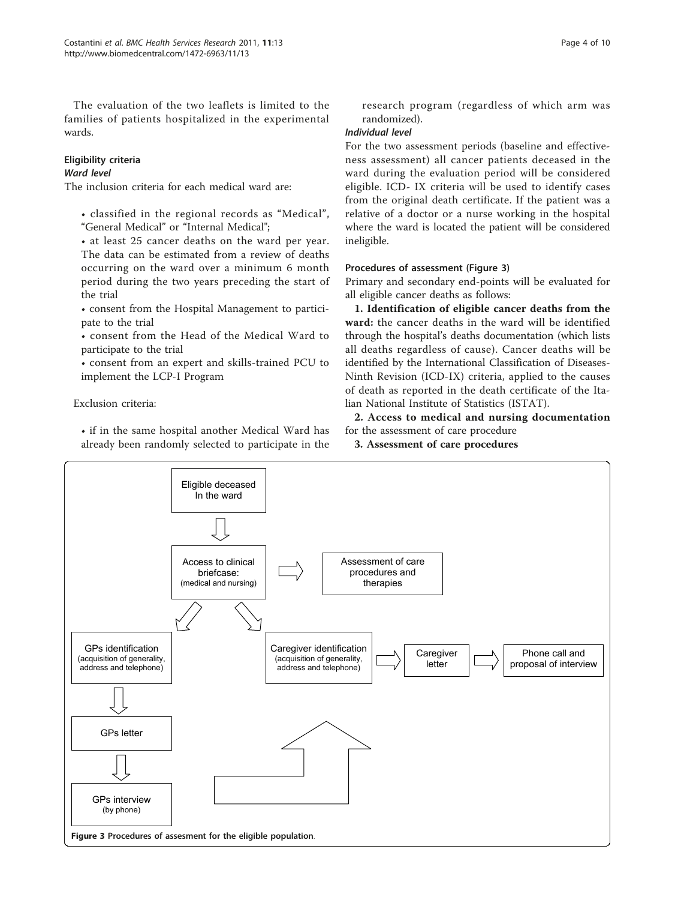The evaluation of the two leaflets is limited to the families of patients hospitalized in the experimental wards.

### Eligibility criteria

#### *Ward level*

The inclusion criteria for each medical ward are:

- classified in the regional records as "Medical", "General Medical" or "Internal Medical";
- at least 25 cancer deaths on the ward per year. The data can be estimated from a review of deaths occurring on the ward over a minimum 6 month period during the two years preceding the start of the trial
- consent from the Hospital Management to participate to the trial
- consent from the Head of the Medical Ward to participate to the trial
- consent from an expert and skills-trained PCU to implement the LCP-I Program

Exclusion criteria:

- if in the same hospital another Medical Ward has already been randomly selected to participate in the research program (regardless of which arm was randomized).

#### *Individual level*

For the two assessment periods (baseline and effectiveness assessment) all cancer patients deceased in the ward during the evaluation period will be considered eligible. ICD- IX criteria will be used to identify cases from the original death certificate. If the patient was a relative of a doctor or a nurse working in the hospital where the ward is located the patient will be considered ineligible.

### Procedures of assessment (Figure 3)

Primary and secondary end-points will be evaluated for all eligible cancer deaths as follows:

**1. Identification of eligible cancer deaths from the ward:** the cancer deaths in the ward will be identified through the hospital's deaths documentation (which lists all deaths regardless of cause). Cancer deaths will be identified by the International Classification of Diseases-Ninth Revision (ICD-IX) criteria, applied to the causes of death as reported in the death certificate of the Italian National Institute of Statistics (ISTAT).

**2. Access to medical and nursing documentation** for the assessment of care procedure

**3. Assessment of care procedures**

**Figure 3 Procedures of assesment for the eligible population**.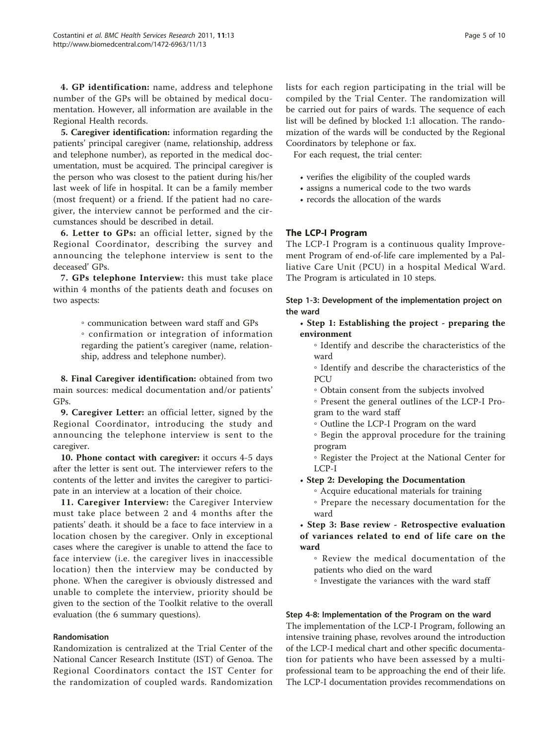**4. GP identification:** name, address and telephone number of the GPs will be obtained by medical documentation. However, all information are available in the Regional Health records.

**5. Caregiver identification:** information regarding the patients' principal caregiver (name, relationship, address and telephone number), as reported in the medical documentation, must be acquired. The principal caregiver is the person who was closest to the patient during his/her last week of life in hospital. It can be a family member (most frequent) or a friend. If the patient had no caregiver, the interview cannot be performed and the circumstances should be described in detail.

**6. Letter to GPs:** an official letter, signed by the Regional Coordinator, describing the survey and announcing the telephone interview is sent to the deceased' GPs.

**7. GPs telephone Interview:** this must take place within 4 months of the patients death and focuses on two aspects:

- communication between ward staff and GPs
- confirmation or integration of information regarding the patient's caregiver (name, relationship, address and telephone number).

**8. Final Caregiver identification:** obtained from two main sources: medical documentation and/or patients' GPs.

**9. Caregiver Letter:** an official letter, signed by the Regional Coordinator, introducing the study and announcing the telephone interview is sent to the caregiver.

**10. Phone contact with caregiver:** it occurs 4-5 days after the letter is sent out. The interviewer refers to the contents of the letter and invites the caregiver to participate in an interview at a location of their choice.

**11. Caregiver Interview:** the Caregiver Interview must take place between 2 and 4 months after the patients' death. it should be a face to face interview in a location chosen by the caregiver. Only in exceptional cases where the caregiver is unable to attend the face to face interview (i.e. the caregiver lives in inaccessible location) then the interview may be conducted by phone. When the caregiver is obviously distressed and unable to complete the interview, priority should be given to the section of the Toolkit relative to the overall evaluation (the 6 summary questions).

### Randomisation

Randomization is centralized at the Trial Center of the National Cancer Research Institute (IST) of Genoa. The Regional Coordinators contact the IST Center for the randomization of coupled wards. Randomization lists for each region participating in the trial will be compiled by the Trial Center. The randomization will be carried out for pairs of wards. The sequence of each list will be defined by blocked 1:1 allocation. The randomization of the wards will be conducted by the Regional Coordinators by telephone or fax.

For each request, the trial center:

- verifies the eligibility of the coupled wards
- assigns a numerical code to the two wards
- records the allocation of the wards

## The LCP-I Program

The LCP-I Program is a continuous quality Improvement Program of end-of-life care implemented by a Palliative Care Unit (PCU) in a hospital Medical Ward. The Program is articulated in 10 steps.

### Step 1-3: Development of the implementation project on the ward

- **Step 1: Establishing the project - preparing the environment**
  - Identify and describe the characteristics of the ward
  - Identify and describe the characteristics of the PCU
  - Obtain consent from the subjects involved
  - Present the general outlines of the LCP-I Program to the ward staff
  - Outline the LCP-I Program on the ward
  - Begin the approval procedure for the training program
  - Register the Project at the National Center for LCP-I
- **Step 2: Developing the Documentation**
  - Acquire educational materials for training
  - Prepare the necessary documentation for the ward
- **Step 3: Base review - Retrospective evaluation of variances related to end of life care on the ward**
  - Review the medical documentation of the patients who died on the ward
  - Investigate the variances with the ward staff

### Step 4-8: Implementation of the Program on the ward

The implementation of the LCP-I Program, following an intensive training phase, revolves around the introduction of the LCP-I medical chart and other specific documentation for patients who have been assessed by a multiprofessional team to be approaching the end of their life. The LCP-I documentation provides recommendations on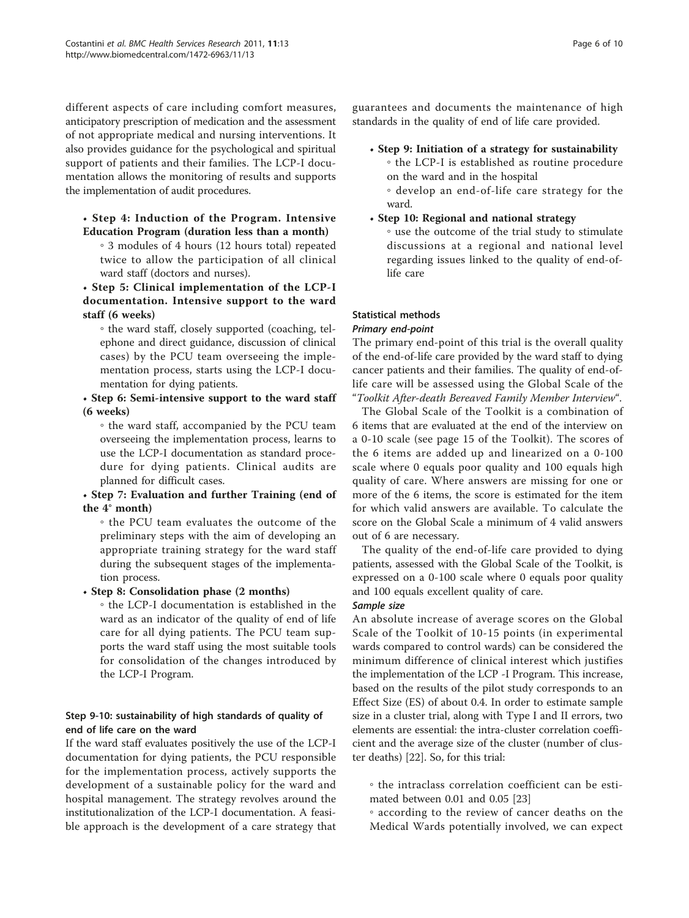different aspects of care including comfort measures, anticipatory prescription of medication and the assessment of not appropriate medical and nursing interventions. It also provides guidance for the psychological and spiritual support of patients and their families. The LCP-I documentation allows the monitoring of results and supports the implementation of audit procedures.

- **Step 4: Induction of the Program. Intensive Education Program (duration less than a month)**
  - 3 modules of 4 hours (12 hours total) repeated twice to allow the participation of all clinical ward staff (doctors and nurses).
- **Step 5: Clinical implementation of the LCP-I documentation. Intensive support to the ward staff (6 weeks)**
  - the ward staff, closely supported (coaching, telephone and direct guidance, discussion of clinical cases) by the PCU team overseeing the implementation process, starts using the LCP-I documentation for dying patients.
- **Step 6: Semi-intensive support to the ward staff (6 weeks)**
  - the ward staff, accompanied by the PCU team overseeing the implementation process, learns to use the LCP-I documentation as standard procedure for dying patients. Clinical audits are planned for difficult cases.
- **Step 7: Evaluation and further Training (end of the 4° month)**
  - the PCU team evaluates the outcome of the preliminary steps with the aim of developing an appropriate training strategy for the ward staff during the subsequent stages of the implementation process.
- **Step 8: Consolidation phase (2 months)**
  - the LCP-I documentation is established in the ward as an indicator of the quality of end of life care for all dying patients. The PCU team supports the ward staff using the most suitable tools for consolidation of the changes introduced by the LCP-I Program.

### Step 9-10: sustainability of high standards of quality of end of life care on the ward

If the ward staff evaluates positively the use of the LCP-I documentation for dying patients, the PCU responsible for the implementation process, actively supports the development of a sustainable policy for the ward and hospital management. The strategy revolves around the institutionalization of the LCP-I documentation. A feasible approach is the development of a care strategy that guarantees and documents the maintenance of high standards in the quality of end of life care provided.

- **Step 9: Initiation of a strategy for sustainability**
  - the LCP-I is established as routine procedure on the ward and in the hospital
  - develop an end-of-life care strategy for the ward.
- **Step 10: Regional and national strategy**
  - use the outcome of the trial study to stimulate discussions at a regional and national level regarding issues linked to the quality of end-of-life care

### Statistical methods

#### *Primary end-point*

The primary end-point of this trial is the overall quality of the end-of-life care provided by the ward staff to dying cancer patients and their families. The quality of end-of-life care will be assessed using the Global Scale of the "*Toolkit After-death Bereaved Family Member Interview*".

The Global Scale of the Toolkit is a combination of 6 items that are evaluated at the end of the interview on a 0-10 scale (see page 15 of the Toolkit). The scores of the 6 items are added up and linearized on a 0-100 scale where 0 equals poor quality and 100 equals high quality of care. Where answers are missing for one or more of the 6 items, the score is estimated for the item for which valid answers are available. To calculate the score on the Global Scale a minimum of 4 valid answers out of 6 are necessary.

The quality of the end-of-life care provided to dying patients, assessed with the Global Scale of the Toolkit, is expressed on a 0-100 scale where 0 equals poor quality and 100 equals excellent quality of care.

#### *Sample size*

An absolute increase of average scores on the Global Scale of the Toolkit of 10-15 points (in experimental wards compared to control wards) can be considered the minimum difference of clinical interest which justifies the implementation of the LCP -I Program. This increase, based on the results of the pilot study corresponds to an Effect Size (ES) of about 0.4. In order to estimate sample size in a cluster trial, along with Type I and II errors, two elements are essential: the intra-cluster correlation coefficient and the average size of the cluster (number of cluster deaths) [22]. So, for this trial:

- the intraclass correlation coefficient can be estimated between 0.01 and 0.05 [23]
- according to the review of cancer deaths on the Medical Wards potentially involved, we can expect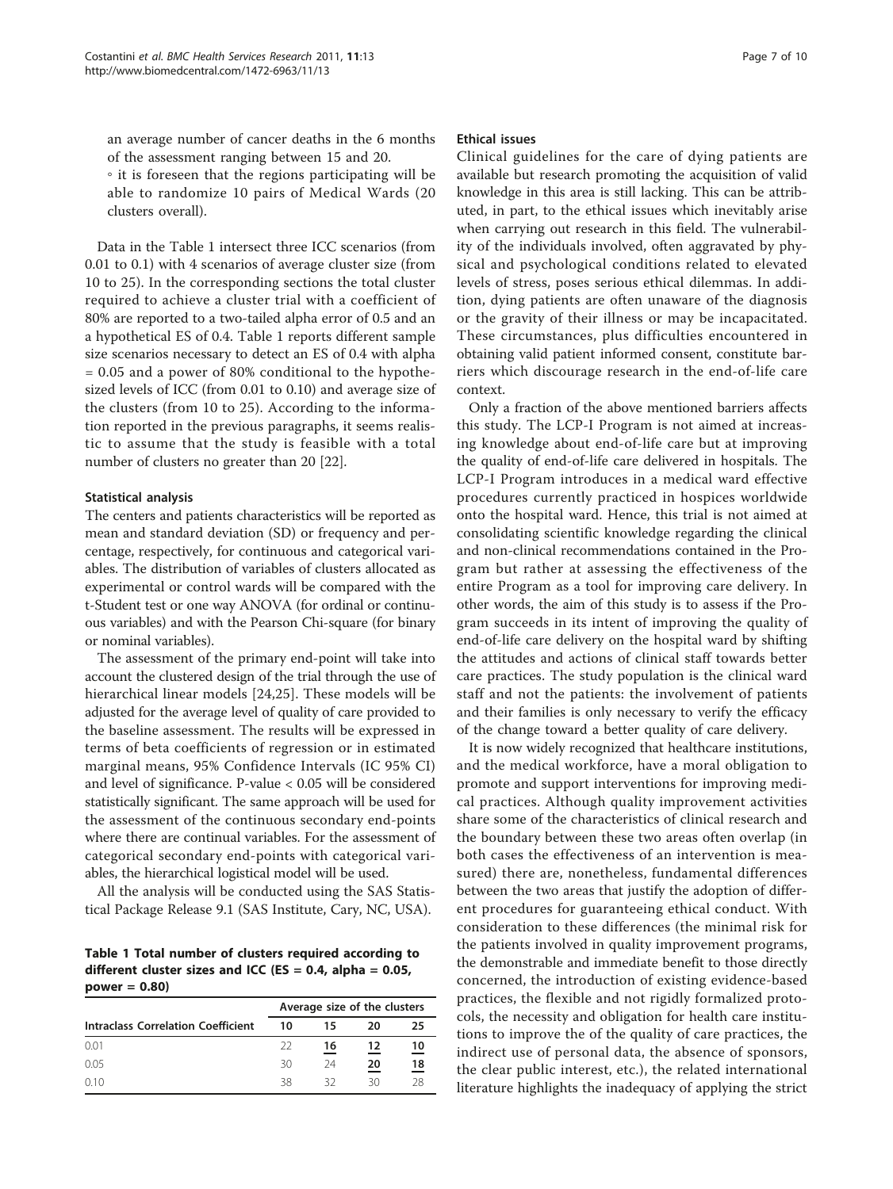an average number of cancer deaths in the 6 months of the assessment ranging between 15 and 20.

◦ it is foreseen that the regions participating will be able to randomize 10 pairs of Medical Wards (20 clusters overall).

Data in the Table 1 intersect three ICC scenarios (from 0.01 to 0.1) with 4 scenarios of average cluster size (from 10 to 25). In the corresponding sections the total cluster required to achieve a cluster trial with a coefficient of 80% are reported to a two-tailed alpha error of 0.5 and an a hypothetical ES of 0.4. Table 1 reports different sample size scenarios necessary to detect an ES of 0.4 with alpha = 0.05 and a power of 80% conditional to the hypothesized levels of ICC (from 0.01 to 0.10) and average size of the clusters (from 10 to 25). According to the information reported in the previous paragraphs, it seems realistic to assume that the study is feasible with a total number of clusters no greater than 20 [22].

### Statistical analysis

The centers and patients characteristics will be reported as mean and standard deviation (SD) or frequency and percentage, respectively, for continuous and categorical variables. The distribution of variables of clusters allocated as experimental or control wards will be compared with the t-Student test or one way ANOVA (for ordinal or continuous variables) and with the Pearson Chi-square (for binary or nominal variables).

The assessment of the primary end-point will take into account the clustered design of the trial through the use of hierarchical linear models [24,25]. These models will be adjusted for the average level of quality of care provided to the baseline assessment. The results will be expressed in terms of beta coefficients of regression or in estimated marginal means, 95% Confidence Intervals (IC 95% CI) and level of significance. P-value < 0.05 will be considered statistically significant. The same approach will be used for the assessment of the continuous secondary end-points where there are continual variables. For the assessment of categorical secondary end-points with categorical variables, the hierarchical logistical model will be used.

All the analysis will be conducted using the SAS Statistical Package Release 9.1 (SAS Institute, Cary, NC, USA).

**Table 1 Total number of clusters required according to different cluster sizes and ICC (ES = 0.4, alpha = 0.05, power = 0.80)**

| | Average size of the clusters | | | |
|---|---|---|---|---|
| Intraclass Correlation Coefficient | 10 | 15 | 20 | 25 |
| 0.01 | 22 | <u>16</u> | <u>12</u> | <u>10</u> |
| 0.05 | 30 | 24 | <u>20</u> | <u>18</u> |
| 0.10 | 38 | 32 | 30 | 28 |

### Ethical issues

Clinical guidelines for the care of dying patients are available but research promoting the acquisition of valid knowledge in this area is still lacking. This can be attributed, in part, to the ethical issues which inevitably arise when carrying out research in this field. The vulnerability of the individuals involved, often aggravated by physical and psychological conditions related to elevated levels of stress, poses serious ethical dilemmas. In addition, dying patients are often unaware of the diagnosis or the gravity of their illness or may be incapacitated. These circumstances, plus difficulties encountered in obtaining valid patient informed consent, constitute barriers which discourage research in the end-of-life care context.

Only a fraction of the above mentioned barriers affects this study. The LCP-I Program is not aimed at increasing knowledge about end-of-life care but at improving the quality of end-of-life care delivered in hospitals. The LCP-I Program introduces in a medical ward effective procedures currently practiced in hospices worldwide onto the hospital ward. Hence, this trial is not aimed at consolidating scientific knowledge regarding the clinical and non-clinical recommendations contained in the Program but rather at assessing the effectiveness of the entire Program as a tool for improving care delivery. In other words, the aim of this study is to assess if the Program succeeds in its intent of improving the quality of end-of-life care delivery on the hospital ward by shifting the attitudes and actions of clinical staff towards better care practices. The study population is the clinical ward staff and not the patients: the involvement of patients and their families is only necessary to verify the efficacy of the change toward a better quality of care delivery.

It is now widely recognized that healthcare institutions, and the medical workforce, have a moral obligation to promote and support interventions for improving medical practices. Although quality improvement activities share some of the characteristics of clinical research and the boundary between these two areas often overlap (in both cases the effectiveness of an intervention is measured) there are, nonetheless, fundamental differences between the two areas that justify the adoption of different procedures for guaranteeing ethical conduct. With consideration to these differences (the minimal risk for the patients involved in quality improvement programs, the demonstrable and immediate benefit to those directly concerned, the introduction of existing evidence-based practices, the flexible and not rigidly formalized protocols, the necessity and obligation for health care institutions to improve the of the quality of care practices, the indirect use of personal data, the absence of sponsors, the clear public interest, etc.), the related international literature highlights the inadequacy of applying the strict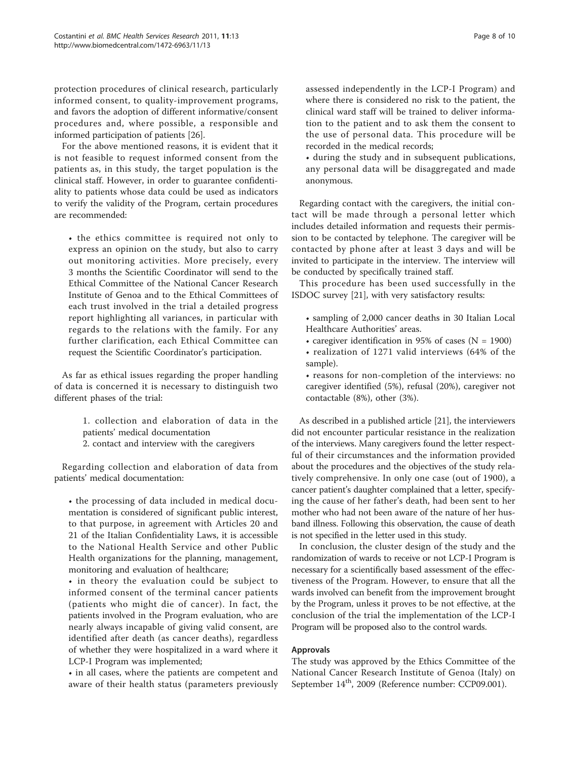protection procedures of clinical research, particularly informed consent, to quality-improvement programs, and favors the adoption of different informative/consent procedures and, where possible, a responsible and informed participation of patients [26].

For the above mentioned reasons, it is evident that it is not feasible to request informed consent from the patients as, in this study, the target population is the clinical staff. However, in order to guarantee confidentiality to patients whose data could be used as indicators to verify the validity of the Program, certain procedures are recommended:

- the ethics committee is required not only to express an opinion on the study, but also to carry out monitoring activities. More precisely, every 3 months the Scientific Coordinator will send to the Ethical Committee of the National Cancer Research Institute of Genoa and to the Ethical Committees of each trust involved in the trial a detailed progress report highlighting all variances, in particular with regards to the relations with the family. For any further clarification, each Ethical Committee can request the Scientific Coordinator's participation.

As far as ethical issues regarding the proper handling of data is concerned it is necessary to distinguish two different phases of the trial:

1. collection and elaboration of data in the patients' medical documentation
2. contact and interview with the caregivers

Regarding collection and elaboration of data from patients' medical documentation:

- the processing of data included in medical documentation is considered of significant public interest, to that purpose, in agreement with Articles 20 and 21 of the Italian Confidentiality Laws, it is accessible to the National Health Service and other Public Health organizations for the planning, management, monitoring and evaluation of healthcare;
- in theory the evaluation could be subject to informed consent of the terminal cancer patients (patients who might die of cancer). In fact, the patients involved in the Program evaluation, who are nearly always incapable of giving valid consent, are identified after death (as cancer deaths), regardless of whether they were hospitalized in a ward where it LCP-I Program was implemented;
- in all cases, where the patients are competent and aware of their health status (parameters previously assessed independently in the LCP-I Program) and where there is considered no risk to the patient, the clinical ward staff will be trained to deliver information to the patient and to ask them the consent to the use of personal data. This procedure will be recorded in the medical records;
- during the study and in subsequent publications, any personal data will be disaggregated and made anonymous.

Regarding contact with the caregivers, the initial contact will be made through a personal letter which includes detailed information and requests their permission to be contacted by telephone. The caregiver will be contacted by phone after at least 3 days and will be invited to participate in the interview. The interview will be conducted by specifically trained staff.

This procedure has been used successfully in the ISDOC survey [21], with very satisfactory results:

- sampling of 2,000 cancer deaths in 30 Italian Local Healthcare Authorities' areas.
- caregiver identification in 95% of cases (N = 1900)
- realization of 1271 valid interviews (64% of the sample).
- reasons for non-completion of the interviews: no caregiver identified (5%), refusal (20%), caregiver not contactable (8%), other (3%).

As described in a published article [21], the interviewers did not encounter particular resistance in the realization of the interviews. Many caregivers found the letter respectful of their circumstances and the information provided about the procedures and the objectives of the study relatively comprehensive. In only one case (out of 1900), a cancer patient's daughter complained that a letter, specifying the cause of her father's death, had been sent to her mother who had not been aware of the nature of her husband illness. Following this observation, the cause of death is not specified in the letter used in this study.

In conclusion, the cluster design of the study and the randomization of wards to receive or not LCP-I Program is necessary for a scientifically based assessment of the effectiveness of the Program. However, to ensure that all the wards involved can benefit from the improvement brought by the Program, unless it proves to be not effective, at the conclusion of the trial the implementation of the LCP-I Program will be proposed also to the control wards.

## Approvals

The study was approved by the Ethics Committee of the National Cancer Research Institute of Genoa (Italy) on September 14th, 2009 (Reference number: CCP09.001).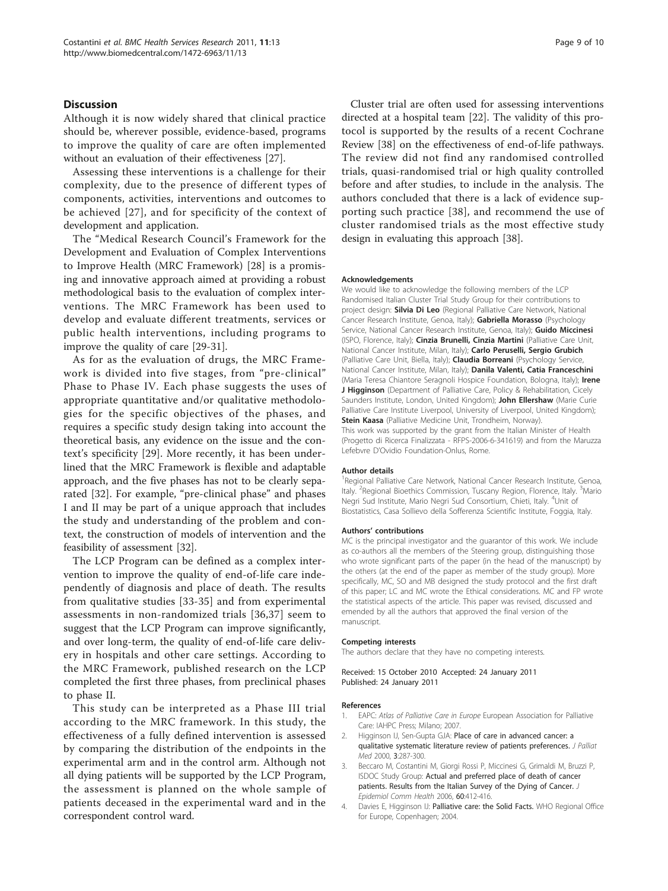## Discussion

Although it is now widely shared that clinical practice should be, wherever possible, evidence-based, programs to improve the quality of care are often implemented without an evaluation of their effectiveness [27].

Assessing these interventions is a challenge for their complexity, due to the presence of different types of components, activities, interventions and outcomes to be achieved [27], and for specificity of the context of development and application.

The "Medical Research Council's Framework for the Development and Evaluation of Complex Interventions to Improve Health (MRC Framework) [28] is a promising and innovative approach aimed at providing a robust methodological basis to the evaluation of complex interventions. The MRC Framework has been used to develop and evaluate different treatments, services or public health interventions, including programs to improve the quality of care [29-31].

As for as the evaluation of drugs, the MRC Framework is divided into five stages, from "pre-clinical" Phase to Phase IV. Each phase suggests the uses of appropriate quantitative and/or qualitative methodologies for the specific objectives of the phases, and requires a specific study design taking into account the theoretical basis, any evidence on the issue and the context's specificity [29]. More recently, it has been underlined that the MRC Framework is flexible and adaptable approach, and the five phases has not to be clearly separated [32]. For example, "pre-clinical phase" and phases I and II may be part of a unique approach that includes the study and understanding of the problem and context, the construction of models of intervention and the feasibility of assessment [32].

The LCP Program can be defined as a complex intervention to improve the quality of end-of-life care independently of diagnosis and place of death. The results from qualitative studies [33-35] and from experimental assessments in non-randomized trials [36,37] seem to suggest that the LCP Program can improve significantly, and over long-term, the quality of end-of-life care delivery in hospitals and other care settings. According to the MRC Framework, published research on the LCP completed the first three phases, from preclinical phases to phase II.

This study can be interpreted as a Phase III trial according to the MRC framework. In this study, the effectiveness of a fully defined intervention is assessed by comparing the distribution of the endpoints in the experimental arm and in the control arm. Although not all dying patients will be supported by the LCP Program, the assessment is planned on the whole sample of patients deceased in the experimental ward and in the correspondent control ward.

Cluster trial are often used for assessing interventions directed at a hospital team [22]. The validity of this protocol is supported by the results of a recent Cochrane Review [38] on the effectiveness of end-of-life pathways. The review did not find any randomised controlled trials, quasi-randomised trial or high quality controlled before and after studies, to include in the analysis. The authors concluded that there is a lack of evidence supporting such practice [38], and recommend the use of cluster randomised trials as the most effective study design in evaluating this approach [38].

#### Acknowledgements

We would like to acknowledge the following members of the LCP Randomised Italian Cluster Trial Study Group for their contributions to project design: **Silvia Di Leo** (Regional Palliative Care Network, National Cancer Research Institute, Genoa, Italy); **Gabriella Morasso** (Psychology Service, National Cancer Research Institute, Genoa, Italy); **Guido Miccinesi** (ISPO, Florence, Italy); **Cinzia Brunelli, Cinzia Martini** (Palliative Care Unit, National Cancer Institute, Milan, Italy); **Carlo Peruselli, Sergio Grubich** (Palliative Care Unit, Biella, Italy); **Claudia Borreani** (Psychology Service, National Cancer Institute, Milan, Italy); **Danila Valenti, Catia Franceschini** (Maria Teresa Chiantore Seragnoli Hospice Foundation, Bologna, Italy); **Irene J Higginson** (Department of Palliative Care, Policy & Rehabilitation, Cicely Saunders Institute, London, United Kingdom); **John Ellershaw** (Marie Curie Palliative Care Institute Liverpool, University of Liverpool, United Kingdom); **Stein Kaasa** (Palliative Medicine Unit, Trondheim, Norway).
This work was supported by the grant from the Italian Minister of Health (Progetto di Ricerca Finalizzata - RFPS-2006-6-341619) and from the Maruzza Lefebvre D'Ovidio Foundation-Onlus, Rome.

#### Author details

[1]Regional Palliative Care Network, National Cancer Research Institute, Genoa, Italy. [2]Regional Bioethics Commission, Tuscany Region, Florence, Italy. [3]Mario Negri Sud Institute, Mario Negri Sud Consortium, Chieti, Italy. [4]Unit of Biostatistics, Casa Sollievo della Sofferenza Scientific Institute, Foggia, Italy.

#### Authors' contributions

MC is the principal investigator and the guarantor of this work. We include as co-authors all the members of the Steering group, distinguishing those who wrote significant parts of the paper (in the head of the manuscript) by the others (at the end of the paper as member of the study group). More specifically, MC, SO and MB designed the study protocol and the first draft of this paper; LC and MC wrote the Ethical considerations. MC and FP wrote the statistical aspects of the article. This paper was revised, discussed and emended by all the authors that approved the final version of the manuscript.

#### Competing interests

The authors declare that they have no competing interests.

Received: 15 October 2010 Accepted: 24 January 2011
Published: 24 January 2011

#### References

1. EAPC: *Atlas of Palliative Care in Europe* European Association for Palliative Care: IAHPC Press; Milano; 2007.
2. Higginson IJ, Sen-Gupta GJA: **Place of care in advanced cancer: a qualitative systematic literature review of patients preferences.** *J Palliat Med* 2000, **3**:287-300.
3. Beccaro M, Costantini M, Giorgi Rossi P, Miccinesi G, Grimaldi M, Bruzzi P, ISDOC Study Group: **Actual and preferred place of death of cancer patients. Results from the Italian Survey of the Dying of Cancer.** *J Epidemiol Comm Health* 2006, **60**:412-416.
4. Davies E, Higginson IJ: **Palliative care: the Solid Facts.** WHO Regional Office for Europe, Copenhagen; 2004.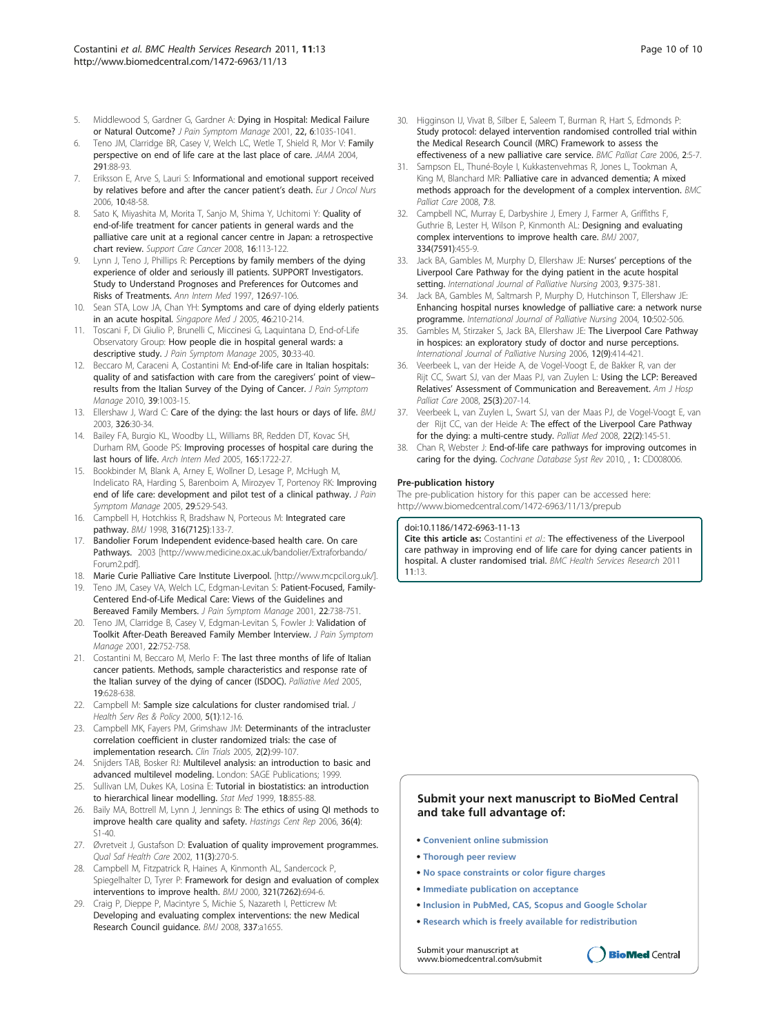5. Middlewood S, Gardner G, Gardner A: **Dying in Hospital: Medical Failure or Natural Outcome?** *J Pain Symptom Manage* 2001, 22, 6:1035-1041.
6. Teno JM, Clarridge BR, Casey V, Welch LC, Wetle T, Shield R, Mor V: **Family perspective on end of life care at the last place of care.** *JAMA* 2004, 291:88-93.
7. Eriksson E, Arve S, Lauri S: **Informational and emotional support received by relatives before and after the cancer patient's death.** *Eur J Oncol Nurs* 2006, 10:48-58.
8. Sato K, Miyashita M, Morita T, Sanjo M, Shima Y, Uchitomi Y: **Quality of end-of-life treatment for cancer patients in general wards and the palliative care unit at a regional cancer centre in Japan: a retrospective chart review.** *Support Care Cancer* 2008, 16:113-122.
9. Lynn J, Teno J, Phillips R: **Perceptions by family members of the dying experience of older and seriously ill patients. SUPPORT Investigators. Study to Understand Prognoses and Preferences for Outcomes and Risks of Treatments.** *Ann Intern Med* 1997, 126:97-106.
10. Sean STA, Low JA, Chan YH: **Symptoms and care of dying elderly patients in an acute hospital.** *Singapore Med J* 2005, 46:210-214.
11. Toscani F, Di Giulio P, Brunelli C, Miccinesi G, Laquintana D, End-of-Life Observatory Group: **How people die in hospital general wards: a descriptive study.** *J Pain Symptom Manage* 2005, 30:33-40.
12. Beccaro M, Caraceni A, Costantini M: **End-of-life care in Italian hospitals: quality of and satisfaction with care from the caregivers' point of view–results from the Italian Survey of the Dying of Cancer.** *J Pain Symptom Manage* 2010, 39:1003-15.
13. Ellershaw J, Ward C: **Care of the dying: the last hours or days of life.** *BMJ* 2003, 326:30-34.
14. Bailey FA, Burgio KL, Woodby LL, Williams BR, Redden DT, Kovac SH, Durham RM, Goode PS: **Improving processes of hospital care during the last hours of life.** *Arch Intern Med* 2005, 165:1722-27.
15. Bookbinder M, Blank A, Arney E, Wollner D, Lesage P, McHugh M, Indelicato RA, Harding S, Barenboim A, Mirozyev T, Portenoy RK: **Improving end of life care: development and pilot test of a clinical pathway.** *J Pain Symptom Manage* 2005, 29:529-543.
16. Campbell H, Hotchkiss R, Bradshaw N, Porteous M: **Integrated care pathway.** *BMJ* 1998, 316(7125):133-7.
17. Bandolier Forum Independent evidence-based health care. On care Pathways. 2003 [http://www.medicine.ox.ac.uk/bandolier/Extraforbando/Forum2.pdf].
18. **Marie Curie Palliative Care Institute Liverpool.** [http://www.mcpcil.org.uk/].
19. Teno JM, Casey VA, Welch LC, Edgman-Levitan S: **Patient-Focused, Family-Centered End-of-Life Medical Care: Views of the Guidelines and Bereaved Family Members.** *J Pain Symptom Manage* 2001, 22:738-751.
20. Teno JM, Clarridge B, Casey V, Edgman-Levitan S, Fowler J: **Validation of Toolkit After-Death Bereaved Family Member Interview.** *J Pain Symptom Manage* 2001, 22:752-758.
21. Costantini M, Beccaro M, Merlo F: **The last three months of life of Italian cancer patients. Methods, sample characteristics and response rate of the Italian survey of the dying of cancer (ISDOC).** *Palliative Med* 2005, 19:628-638.
22. Campbell M: **Sample size calculations for cluster randomised trial.** *J Health Serv Res & Policy* 2000, 5(1):12-16.
23. Campbell MK, Fayers PM, Grimshaw JM: **Determinants of the intracluster correlation coefficient in cluster randomized trials: the case of implementation research.** *Clin Trials* 2005, 2(2):99-107.
24. Snijders TAB, Bosker RJ: **Multilevel analysis: an introduction to basic and advanced multilevel modeling.** London: SAGE Publications; 1999.
25. Sullivan LM, Dukes KA, Losina E: **Tutorial in biostatistics: an introduction to hierarchical linear modelling.** *Stat Med* 1999, 18:855-88.
26. Baily MA, Bottrell M, Lynn J, Jennings B: **The ethics of using QI methods to improve health care quality and safety.** *Hastings Cent Rep* 2006, 36(4):S1-40.
27. Øvretveit J, Gustafson D: **Evaluation of quality improvement programmes.** *Qual Saf Health Care* 2002, 11(3):270-5.
28. Campbell M, Fitzpatrick R, Haines A, Kinmonth AL, Sandercock P, Spiegelhalter D, Tyrer P: **Framework for design and evaluation of complex interventions to improve health.** *BMJ* 2000, 321(7262):694-6.
29. Craig P, Dieppe P, Macintyre S, Michie S, Nazareth I, Petticrew M: **Developing and evaluating complex interventions: the new Medical Research Council guidance.** *BMJ* 2008, 337:a1655.
30. Higginson IJ, Vivat B, Silber E, Saleem T, Burman R, Hart S, Edmonds P: **Study protocol: delayed intervention randomised controlled trial within the Medical Research Council (MRC) Framework to assess the effectiveness of a new palliative care service.** *BMC Palliat Care* 2006, 2:5-7.
31. Sampson EL, Thuné-Boyle I, Kukkastenvehmas R, Jones L, Tookman A, King M, Blanchard MR: **Palliative care in advanced dementia; A mixed methods approach for the development of a complex intervention.** *BMC Palliat Care* 2008, 7:8.
32. Campbell NC, Murray E, Darbyshire J, Emery J, Farmer A, Griffiths F, Guthrie B, Lester H, Wilson P, Kinmonth AL: **Designing and evaluating complex interventions to improve health care.** *BMJ* 2007, 334(7591):455-9.
33. Jack BA, Gambles M, Murphy D, Ellershaw JE: **Nurses' perceptions of the Liverpool Care Pathway for the dying patient in the acute hospital setting.** *International Journal of Palliative Nursing* 2003, 9:375-381.
34. Jack BA, Gambles M, Saltmarsh P, Murphy D, Hutchinson T, Ellershaw JE: **Enhancing hospital nurses knowledge of palliative care: a network nurse programme.** *International Journal of Palliative Nursing* 2004, 10:502-506.
35. Gambles M, Stirzaker S, Jack BA, Ellershaw JE: **The Liverpool Care Pathway in hospices: an exploratory study of doctor and nurse perceptions.** *International Journal of Palliative Nursing* 2006, 12(9):414-421.
36. Veerbeek L, van der Heide A, de Vogel-Voogt E, de Bakker R, van der Rijt CC, Swart SJ, van der Maas PJ, van Zuylen L: **Using the LCP: Bereaved Relatives' Assessment of Communication and Bereavement.** *Am J Hosp Palliat Care* 2008, 25(3):207-14.
37. Veerbeek L, van Zuylen L, Swart SJ, van der Maas PJ, de Vogel-Voogt E, van der Rijt CC, van der Heide A: **The effect of the Liverpool Care Pathway for the dying: a multi-centre study.** *Palliat Med* 2008, 22(2):145-51.
38. Chan R, Webster J: **End-of-life care pathways for improving outcomes in caring for the dying.** *Cochrane Database Syst Rev* 2010, , 1: CD008006.

## Pre-publication history

The pre-publication history for this paper can be accessed here: http://www.biomedcentral.com/1472-6963/11/13/prepub

doi:10.1186/1472-6963-11-13

**Cite this article as:** Costantini *et al.*: The effectiveness of the Liverpool care pathway in improving end of life care for dying cancer patients in hospital. A cluster randomised trial. *BMC Health Services Research* 2011 11:13.

**Submit your next manuscript to BioMed Central and take full advantage of:**

- **Convenient online submission**
- **Thorough peer review**
- **No space constraints or color figure charges**
- **Immediate publication on acceptance**
- **Inclusion in PubMed, CAS, Scopus and Google Scholar**
- **Research which is freely available for redistribution**

Submit your manuscript at www.biomedcentral.com/submit

BioMed Central